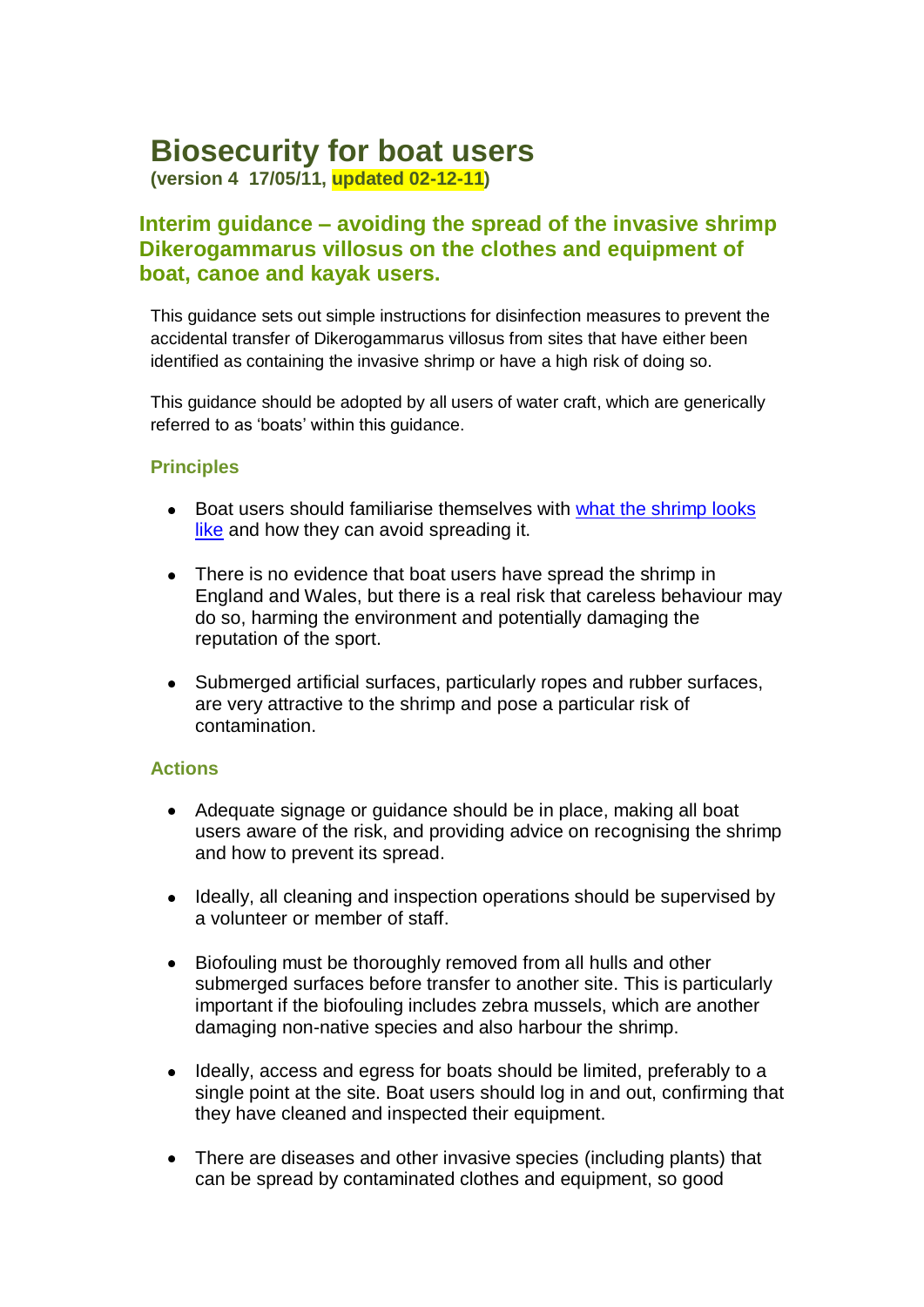# Biosecurity for boat users

**(version 4 17/05/11, updated 02-12-11)**

## Interim guidance – avoiding the spread of the invasive shrimp Dikerogammarus villosus on the clothes and equipment of boat, canoe and kayak users.

This guidance sets out simple instructions for disinfection measures to prevent the accidental transfer of Dikerogammarus villosus from sites that have either been identified as containing the invasive shrimp or have a high risk of doing so.

This guidance should be adopted by all users of water craft, which are generically referred to as 'boats' within this guidance.

### Principles

- Boat users should familiarise themselves with [what the shrimp looks like]() and how they can avoid spreading it.
- There is no evidence that boat users have spread the shrimp in England and Wales, but there is a real risk that careless behaviour may do so, harming the environment and potentially damaging the reputation of the sport.
- Submerged artificial surfaces, particularly ropes and rubber surfaces, are very attractive to the shrimp and pose a particular risk of contamination.

### Actions

- Adequate signage or guidance should be in place, making all boat users aware of the risk, and providing advice on recognising the shrimp and how to prevent its spread.
- Ideally, all cleaning and inspection operations should be supervised by a volunteer or member of staff.
- Biofouling must be thoroughly removed from all hulls and other submerged surfaces before transfer to another site. This is particularly important if the biofouling includes zebra mussels, which are another damaging non-native species and also harbour the shrimp.
- Ideally, access and egress for boats should be limited, preferably to a single point at the site. Boat users should log in and out, confirming that they have cleaned and inspected their equipment.
- There are diseases and other invasive species (including plants) that can be spread by contaminated clothes and equipment, so good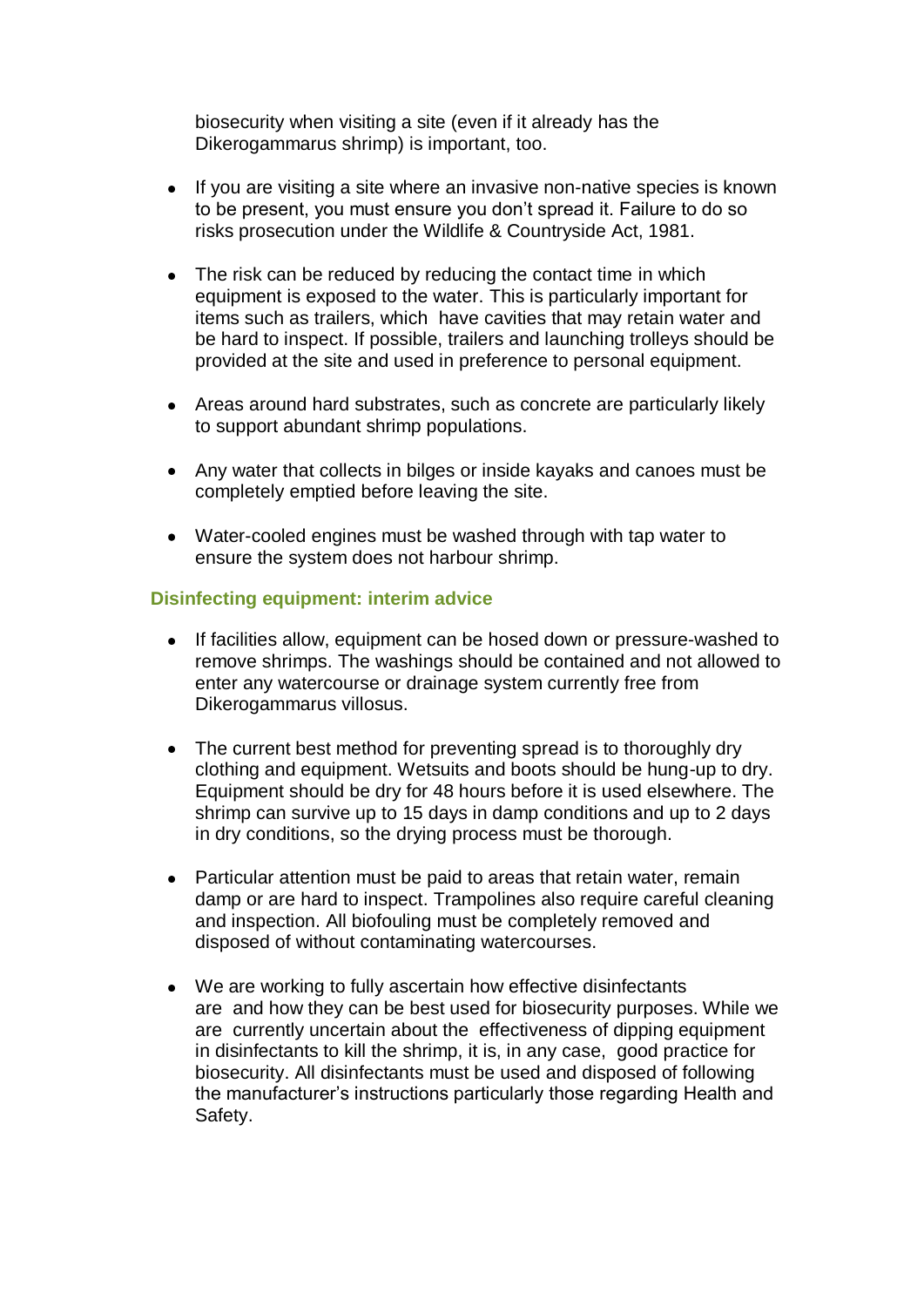biosecurity when visiting a site (even if it already has the Dikerogammarus shrimp) is important, too.

- If you are visiting a site where an invasive non-native species is known to be present, you must ensure you don't spread it. Failure to do so risks prosecution under the Wildlife & Countryside Act, 1981.

- The risk can be reduced by reducing the contact time in which equipment is exposed to the water. This is particularly important for items such as trailers, which have cavities that may retain water and be hard to inspect. If possible, trailers and launching trolleys should be provided at the site and used in preference to personal equipment.

- Areas around hard substrates, such as concrete are particularly likely to support abundant shrimp populations.

- Any water that collects in bilges or inside kayaks and canoes must be completely emptied before leaving the site.

- Water-cooled engines must be washed through with tap water to ensure the system does not harbour shrimp.

### Disinfecting equipment: interim advice

- If facilities allow, equipment can be hosed down or pressure-washed to remove shrimps. The washings should be contained and not allowed to enter any watercourse or drainage system currently free from Dikerogammarus villosus.

- The current best method for preventing spread is to thoroughly dry clothing and equipment. Wetsuits and boots should be hung-up to dry. Equipment should be dry for 48 hours before it is used elsewhere. The shrimp can survive up to 15 days in damp conditions and up to 2 days in dry conditions, so the drying process must be thorough.

- Particular attention must be paid to areas that retain water, remain damp or are hard to inspect. Trampolines also require careful cleaning and inspection. All biofouling must be completely removed and disposed of without contaminating watercourses.

- We are working to fully ascertain how effective disinfectants are and how they can be best used for biosecurity purposes. While we are currently uncertain about the effectiveness of dipping equipment in disinfectants to kill the shrimp, it is, in any case, good practice for biosecurity. All disinfectants must be used and disposed of following the manufacturer's instructions particularly those regarding Health and Safety.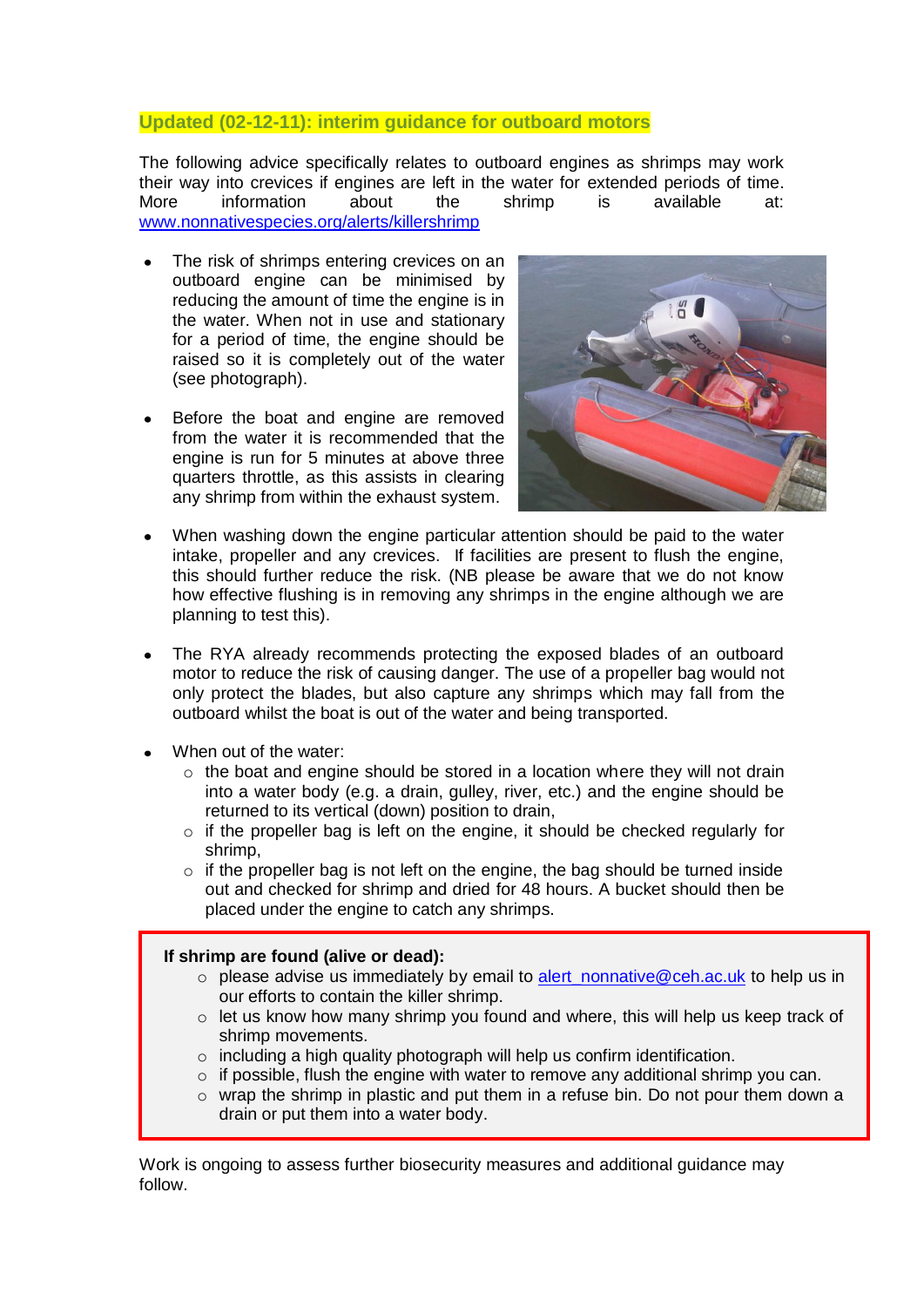**Updated (02-12-11): interim guidance for outboard motors**

The following advice specifically relates to outboard engines as shrimps may work their way into crevices if engines are left in the water for extended periods of time. More information about the shrimp is available at: www.nonnativespecies.org/alerts/killershrimp

- The risk of shrimps entering crevices on an outboard engine can be minimised by reducing the amount of time the engine is in the water. When not in use and stationary for a period of time, the engine should be raised so it is completely out of the water (see photograph).
- Before the boat and engine are removed from the water it is recommended that the engine is run for 5 minutes at above three quarters throttle, as this assists in clearing any shrimp from within the exhaust system.
- When washing down the engine particular attention should be paid to the water intake, propeller and any crevices. If facilities are present to flush the engine, this should further reduce the risk. (NB please be aware that we do not know how effective flushing is in removing any shrimps in the engine although we are planning to test this).
- The RYA already recommends protecting the exposed blades of an outboard motor to reduce the risk of causing danger. The use of a propeller bag would not only protect the blades, but also capture any shrimps which may fall from the outboard whilst the boat is out of the water and being transported.
- When out of the water:
  - the boat and engine should be stored in a location where they will not drain into a water body (e.g. a drain, gulley, river, etc.) and the engine should be returned to its vertical (down) position to drain,
  - if the propeller bag is left on the engine, it should be checked regularly for shrimp,
  - if the propeller bag is not left on the engine, the bag should be turned inside out and checked for shrimp and dried for 48 hours. A bucket should then be placed under the engine to catch any shrimps.

**If shrimp are found (alive or dead):**

- please advise us immediately by email to alert_nonnative@ceh.ac.uk to help us in our efforts to contain the killer shrimp.
- let us know how many shrimp you found and where, this will help us keep track of shrimp movements.
- including a high quality photograph will help us confirm identification.
- if possible, flush the engine with water to remove any additional shrimp you can.
- wrap the shrimp in plastic and put them in a refuse bin. Do not pour them down a drain or put them into a water body.

Work is ongoing to assess further biosecurity measures and additional guidance may follow.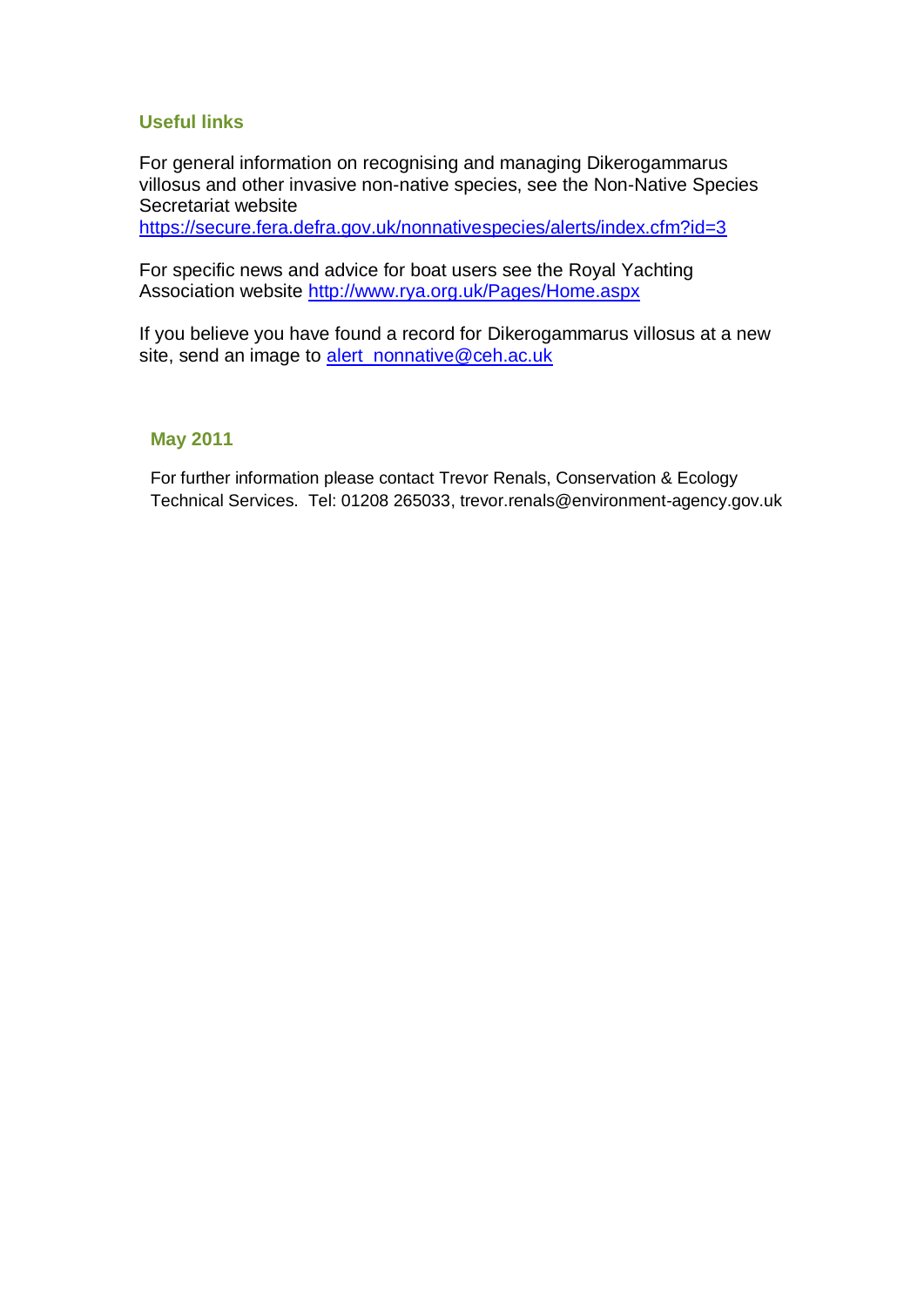## Useful links

For general information on recognising and managing Dikerogammarus villosus and other invasive non-native species, see the Non-Native Species Secretariat website https://secure.fera.defra.gov.uk/nonnativespecies/alerts/index.cfm?id=3

For specific news and advice for boat users see the Royal Yachting Association website http://www.rya.org.uk/Pages/Home.aspx

If you believe you have found a record for Dikerogammarus villosus at a new site, send an image to alert_nonnative@ceh.ac.uk

## May 2011

For further information please contact Trevor Renals, Conservation & Ecology Technical Services. Tel: 01208 265033, trevor.renals@environment-agency.gov.uk